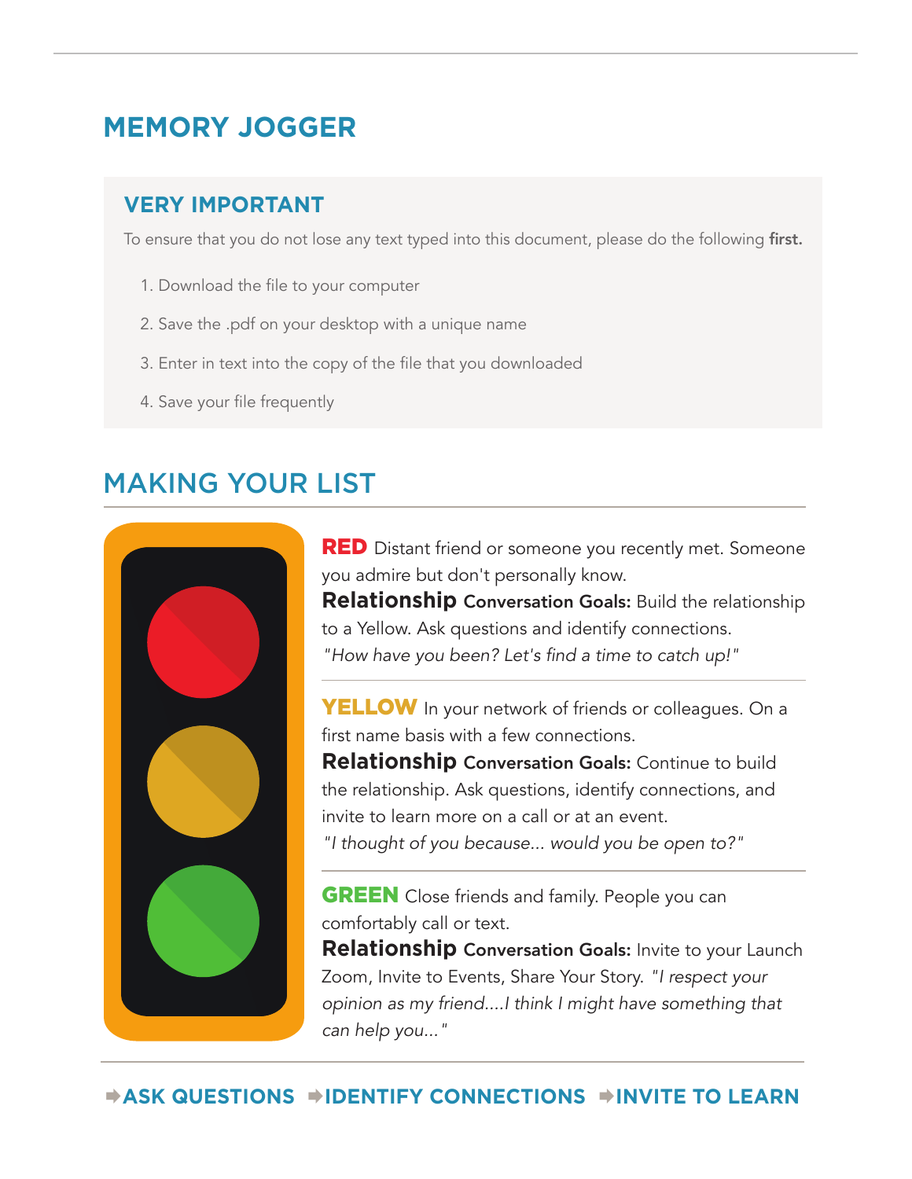# MEMORY JOGGER

## VERY IMPORTANT

To ensure that you do not lose any text typed into this document, please do the following **first.**

1. Download the file to your computer
2. Save the .pdf on your desktop with a unique name
3. Enter in text into the copy of the file that you downloaded
4. Save your file frequently

## MAKING YOUR LIST

**RED** Distant friend or someone you recently met. Someone you admire but don't personally know.
**Relationship Conversation Goals:** Build the relationship to a Yellow. Ask questions and identify connections.
*"How have you been? Let's find a time to catch up!"*

---

**YELLOW** In your network of friends or colleagues. On a first name basis with a few connections.
**Relationship Conversation Goals:** Continue to build the relationship. Ask questions, identify connections, and invite to learn more on a call or at an event.
*"I thought of you because... would you be open to?"*

---

**GREEN** Close friends and family. People you can comfortably call or text.
**Relationship Conversation Goals:** Invite to your Launch Zoom, Invite to Events, Share Your Story. *"I respect your opinion as my friend....I think I might have something that can help you..."*

---

**➡ASK QUESTIONS ➡IDENTIFY CONNECTIONS ➡INVITE TO LEARN**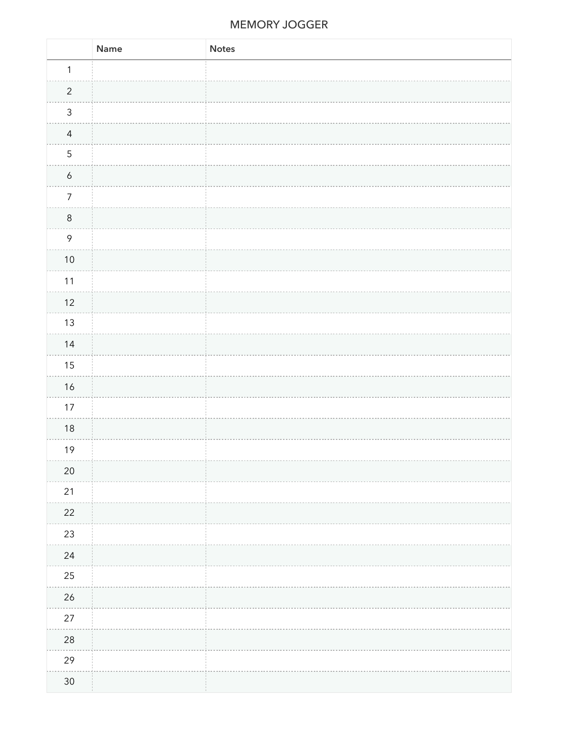# MEMORY JOGGER

| | Name | Notes |
|---|---|---|
| 1 | | |
| 2 | | |
| 3 | | |
| 4 | | |
| 5 | | |
| 6 | | |
| 7 | | |
| 8 | | |
| 9 | | |
| 10 | | |
| 11 | | |
| 12 | | |
| 13 | | |
| 14 | | |
| 15 | | |
| 16 | | |
| 17 | | |
| 18 | | |
| 19 | | |
| 20 | | |
| 21 | | |
| 22 | | |
| 23 | | |
| 24 | | |
| 25 | | |
| 26 | | |
| 27 | | |
| 28 | | |
| 29 | | |
| 30 | | |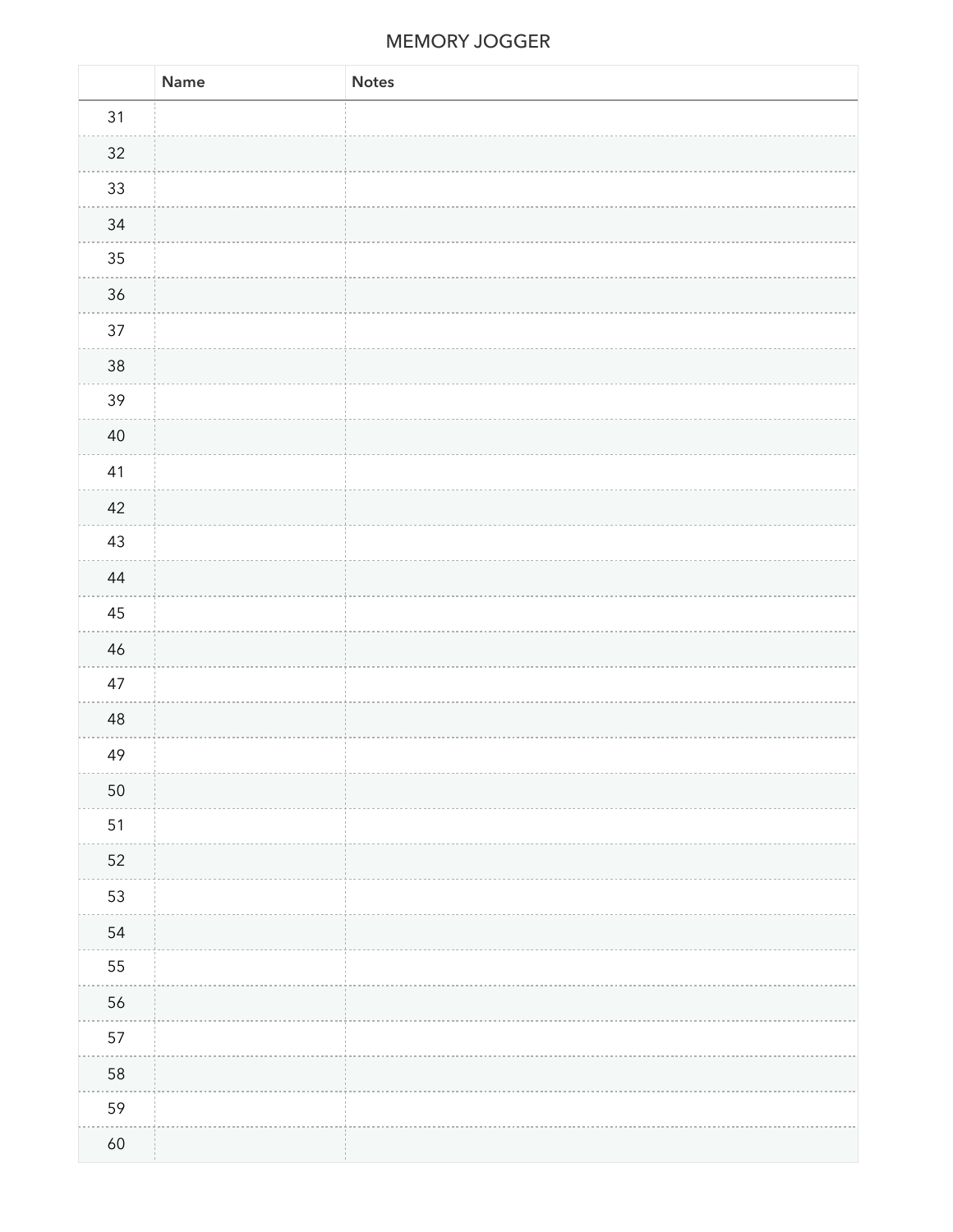# MEMORY JOGGER

| | Name | Notes |
|---|---|---|
| 31 | | |
| 32 | | |
| 33 | | |
| 34 | | |
| 35 | | |
| 36 | | |
| 37 | | |
| 38 | | |
| 39 | | |
| 40 | | |
| 41 | | |
| 42 | | |
| 43 | | |
| 44 | | |
| 45 | | |
| 46 | | |
| 47 | | |
| 48 | | |
| 49 | | |
| 50 | | |
| 51 | | |
| 52 | | |
| 53 | | |
| 54 | | |
| 55 | | |
| 56 | | |
| 57 | | |
| 58 | | |
| 59 | | |
| 60 | | |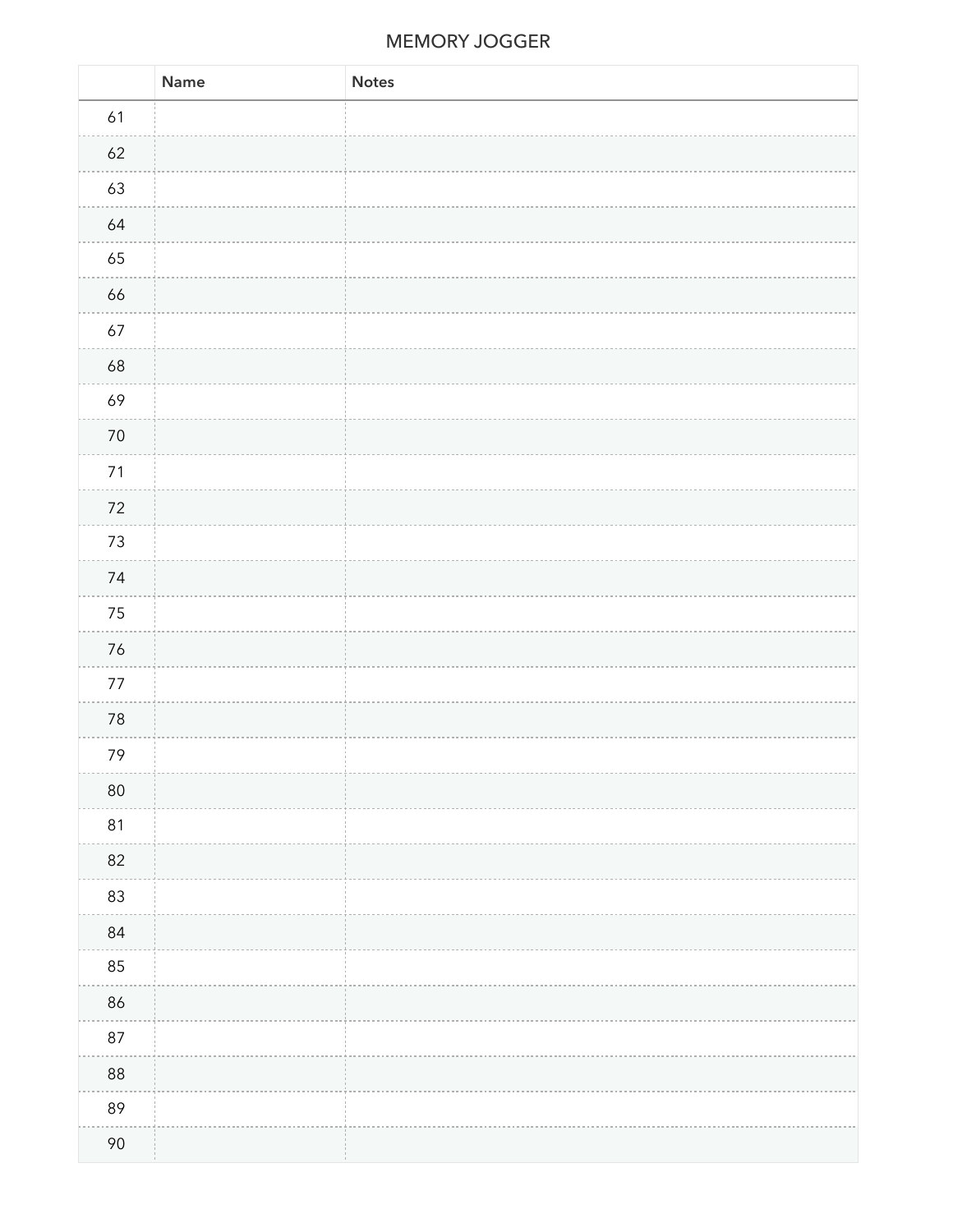# MEMORY JOGGER

| | Name | Notes |
|---|---|---|
| 61 | | |
| 62 | | |
| 63 | | |
| 64 | | |
| 65 | | |
| 66 | | |
| 67 | | |
| 68 | | |
| 69 | | |
| 70 | | |
| 71 | | |
| 72 | | |
| 73 | | |
| 74 | | |
| 75 | | |
| 76 | | |
| 77 | | |
| 78 | | |
| 79 | | |
| 80 | | |
| 81 | | |
| 82 | | |
| 83 | | |
| 84 | | |
| 85 | | |
| 86 | | |
| 87 | | |
| 88 | | |
| 89 | | |
| 90 | | |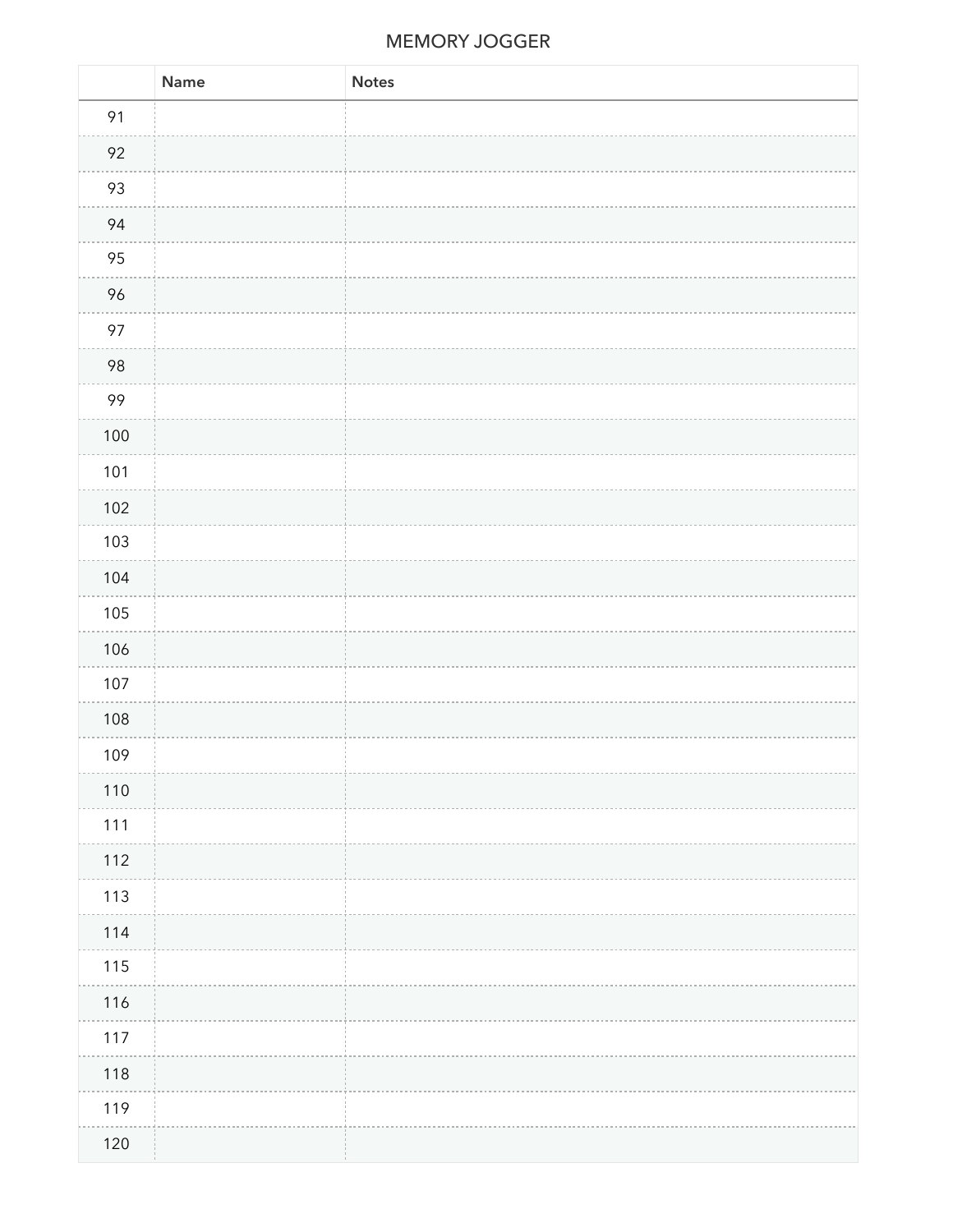MEMORY JOGGER

| | Name | Notes |
|---|---|---|
| 91 | | |
| 92 | | |
| 93 | | |
| 94 | | |
| 95 | | |
| 96 | | |
| 97 | | |
| 98 | | |
| 99 | | |
| 100 | | |
| 101 | | |
| 102 | | |
| 103 | | |
| 104 | | |
| 105 | | |
| 106 | | |
| 107 | | |
| 108 | | |
| 109 | | |
| 110 | | |
| 111 | | |
| 112 | | |
| 113 | | |
| 114 | | |
| 115 | | |
| 116 | | |
| 117 | | |
| 118 | | |
| 119 | | |
| 120 | | |